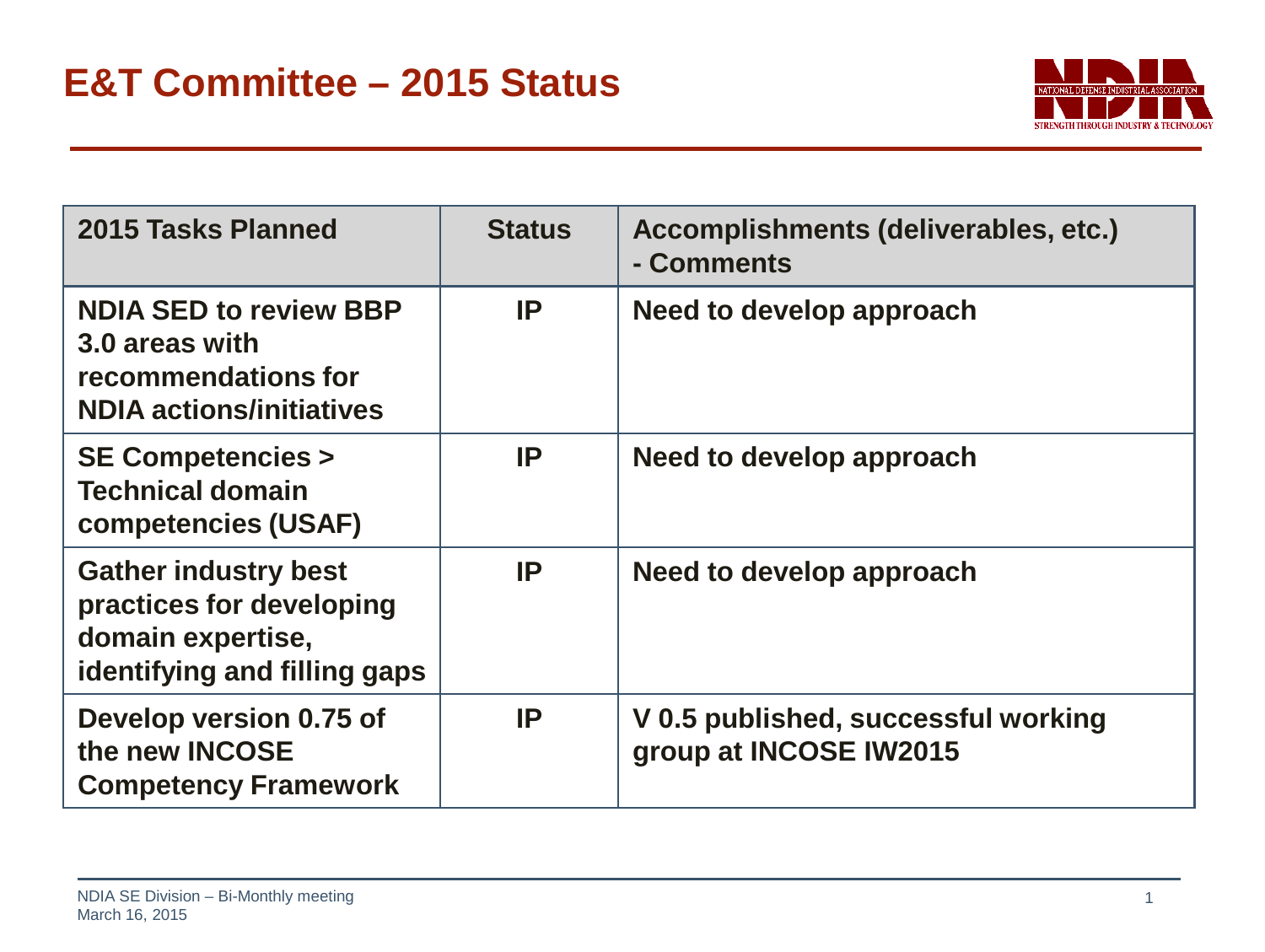# E&T Committee – 2015 Status

| 2015 Tasks Planned | Status | Accomplishments (deliverables, etc.) - Comments |
|---|---|---|
| NDIA SED to review BBP 3.0 areas with recommendations for NDIA actions/initiatives | IP | Need to develop approach |
| SE Competencies > Technical domain competencies (USAF) | IP | Need to develop approach |
| Gather industry best practices for developing domain expertise, identifying and filling gaps | IP | Need to develop approach |
| Develop version 0.75 of the new INCOSE Competency Framework | IP | V 0.5 published, successful working group at INCOSE IW2015 |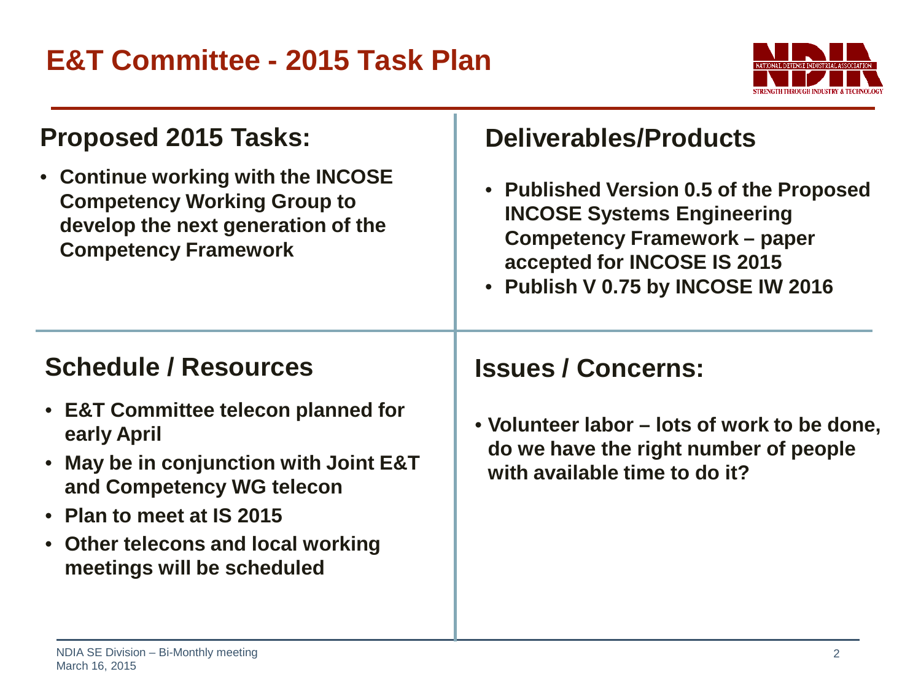# E&T Committee - 2015 Task Plan

## Proposed 2015 Tasks:

- **Continue working with the INCOSE Competency Working Group to develop the next generation of the Competency Framework**

## Deliverables/Products

- **Published Version 0.5 of the Proposed INCOSE Systems Engineering Competency Framework – paper accepted for INCOSE IS 2015**
- **Publish V 0.75 by INCOSE IW 2016**

## Schedule / Resources

- **E&T Committee telecon planned for early April**
- **May be in conjunction with Joint E&T and Competency WG telecon**
- **Plan to meet at IS 2015**
- **Other telecons and local working meetings will be scheduled**

## Issues / Concerns:

- **Volunteer labor – lots of work to be done, do we have the right number of people with available time to do it?**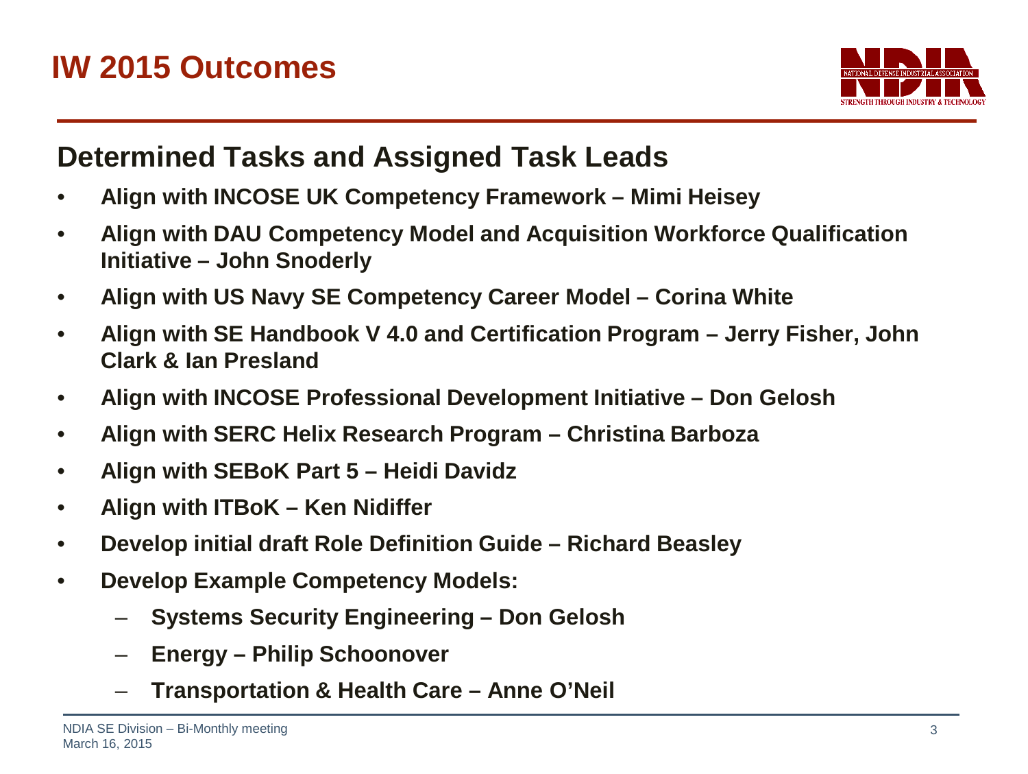# IW 2015 Outcomes

## Determined Tasks and Assigned Task Leads

- **Align with INCOSE UK Competency Framework – Mimi Heisey**
- **Align with DAU Competency Model and Acquisition Workforce Qualification Initiative – John Snoderly**
- **Align with US Navy SE Competency Career Model – Corina White**
- **Align with SE Handbook V 4.0 and Certification Program – Jerry Fisher, John Clark & Ian Presland**
- **Align with INCOSE Professional Development Initiative – Don Gelosh**
- **Align with SERC Helix Research Program – Christina Barboza**
- **Align with SEBoK Part 5 – Heidi Davidz**
- **Align with ITBoK – Ken Nidiffer**
- **Develop initial draft Role Definition Guide – Richard Beasley**
- **Develop Example Competency Models:**
  - **Systems Security Engineering – Don Gelosh**
  - **Energy – Philip Schoonover**
  - **Transportation & Health Care – Anne O'Neil**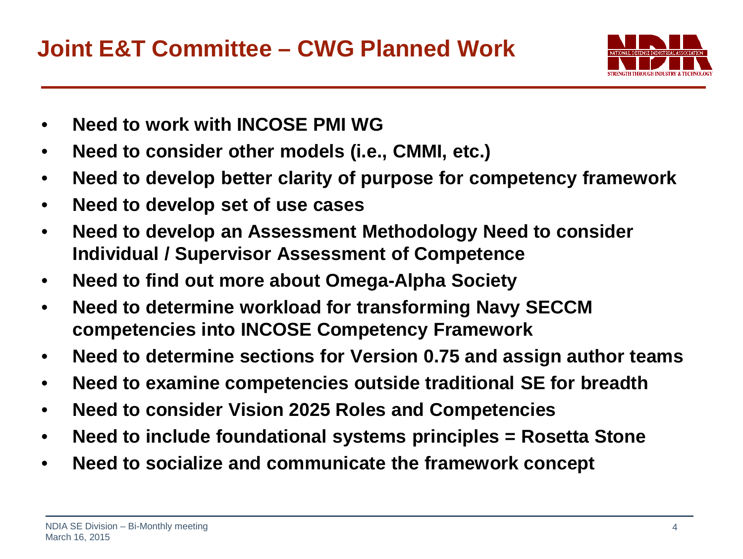# Joint E&T Committee – CWG Planned Work

- **Need to work with INCOSE PMI WG**
- **Need to consider other models (i.e., CMMI, etc.)**
- **Need to develop better clarity of purpose for competency framework**
- **Need to develop set of use cases**
- **Need to develop an Assessment Methodology Need to consider Individual / Supervisor Assessment of Competence**
- **Need to find out more about Omega-Alpha Society**
- **Need to determine workload for transforming Navy SECCM competencies into INCOSE Competency Framework**
- **Need to determine sections for Version 0.75 and assign author teams**
- **Need to examine competencies outside traditional SE for breadth**
- **Need to consider Vision 2025 Roles and Competencies**
- **Need to include foundational systems principles = Rosetta Stone**
- **Need to socialize and communicate the framework concept**